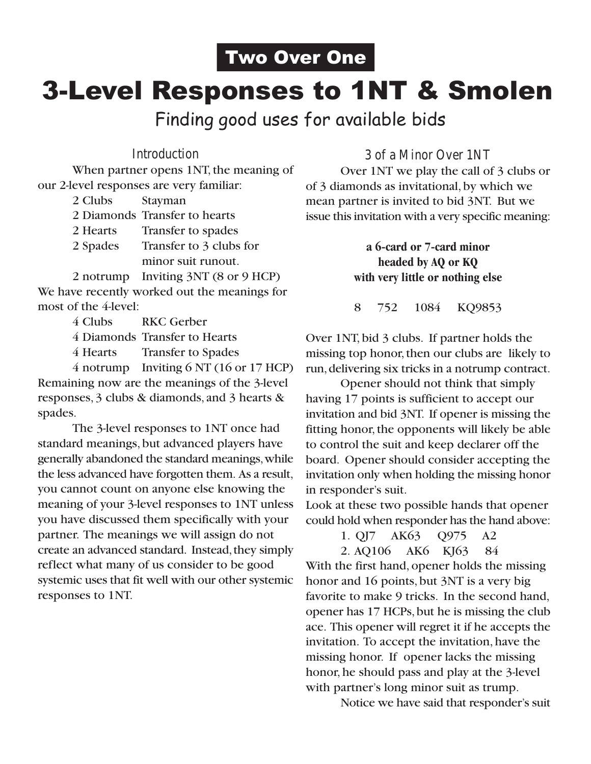Two Over One

# 3-Level Responses to 1NT & Smolen

## Finding good uses for available bids

### Introduction

When partner opens 1NT, the meaning of our 2-level responses are very familiar:

| | |
|---|---|
| 2 Clubs | Stayman |
| 2 Diamonds | Transfer to hearts |
| 2 Hearts | Transfer to spades |
| 2 Spades | Transfer to 3 clubs for minor suit runout. |
| 2 notrump | Inviting 3NT (8 or 9 HCP) |

We have recently worked out the meanings for most of the 4-level:

| | |
|---|---|
| 4 Clubs | RKC Gerber |
| 4 Diamonds | Transfer to Hearts |
| 4 Hearts | Transfer to Spades |
| 4 notrump | Inviting 6 NT (16 or 17 HCP) |

Remaining now are the meanings of the 3-level responses, 3 clubs & diamonds, and 3 hearts & spades.

The 3-level responses to 1NT once had standard meanings, but advanced players have generally abandoned the standard meanings, while the less advanced have forgotten them. As a result, you cannot count on anyone else knowing the meaning of your 3-level responses to 1NT unless you have discussed them specifically with your partner. The meanings we will assign do not create an advanced standard. Instead, they simply reflect what many of us consider to be good systemic uses that fit well with our other systemic responses to 1NT.

### 3 of a Minor Over 1NT

Over 1NT we play the call of 3 clubs or of 3 diamonds as invitational, by which we mean partner is invited to bid 3NT. But we issue this invitation with a very specific meaning:

**a 6-card or 7-card minor**
**headed by AQ or KQ**
**with very little or nothing else**

8 752 1084 KQ9853

Over 1NT, bid 3 clubs. If partner holds the missing top honor, then our clubs are likely to run, delivering six tricks in a notrump contract.

Opener should not think that simply having 17 points is sufficient to accept our invitation and bid 3NT. If opener is missing the fitting honor, the opponents will likely be able to control the suit and keep declarer off the board. Opener should consider accepting the invitation only when holding the missing honor in responder's suit.

Look at these two possible hands that opener could hold when responder has the hand above:

1. QJ7 AK63 Q975 A2
2. AQ106 AK6 KJ63 84

With the first hand, opener holds the missing honor and 16 points, but 3NT is a very big favorite to make 9 tricks. In the second hand, opener has 17 HCPs, but he is missing the club ace. This opener will regret it if he accepts the invitation. To accept the invitation, have the missing honor. If opener lacks the missing honor, he should pass and play at the 3-level with partner's long minor suit as trump.

Notice we have said that responder's suit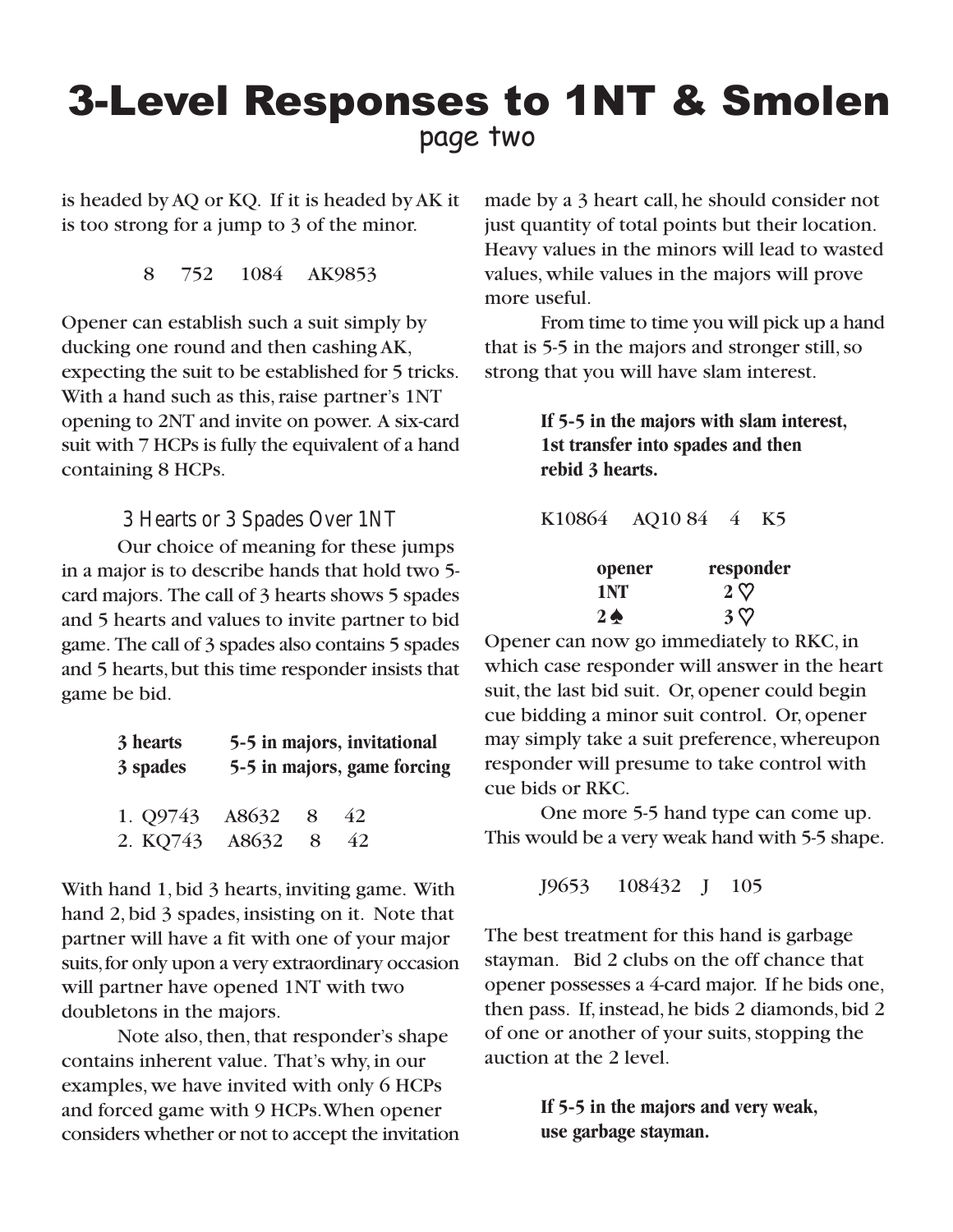# 3-Level Responses to 1NT & Smolen

page two

is headed by AQ or KQ. If it is headed by AK it is too strong for a jump to 3 of the minor.

8     752     1084     AK9853

Opener can establish such a suit simply by ducking one round and then cashing AK, expecting the suit to be established for 5 tricks. With a hand such as this, raise partner's 1NT opening to 2NT and invite on power. A six-card suit with 7 HCPs is fully the equivalent of a hand containing 8 HCPs.

## 3 Hearts or 3 Spades Over 1NT

Our choice of meaning for these jumps in a major is to describe hands that hold two 5-card majors. The call of 3 hearts shows 5 spades and 5 hearts and values to invite partner to bid game. The call of 3 spades also contains 5 spades and 5 hearts, but this time responder insists that game be bid.

**3 hearts     5-5 in majors, invitational**
**3 spades     5-5 in majors, game forcing**

1. Q9743     A8632     8     42
2. KQ743     A8632     8     42

With hand 1, bid 3 hearts, inviting game. With hand 2, bid 3 spades, insisting on it. Note that partner will have a fit with one of your major suits, for only upon a very extraordinary occasion will partner have opened 1NT with two doubletons in the majors.

Note also, then, that responder's shape contains inherent value. That's why, in our examples, we have invited with only 6 HCPs and forced game with 9 HCPs. When opener considers whether or not to accept the invitation made by a 3 heart call, he should consider not just quantity of total points but their location. Heavy values in the minors will lead to wasted values, while values in the majors will prove more useful.

From time to time you will pick up a hand that is 5-5 in the majors and stronger still, so strong that you will have slam interest.

**If 5-5 in the majors with slam interest, 1st transfer into spades and then rebid 3 hearts.**

K10864     AQ10 84     4     K5

| opener | responder |
|---|---|
| 1NT | 2 ♡ |
| 2 ♠ | 3 ♡ |

Opener can now go immediately to RKC, in which case responder will answer in the heart suit, the last bid suit. Or, opener could begin cue bidding a minor suit control. Or, opener may simply take a suit preference, whereupon responder will presume to take control with cue bids or RKC.

One more 5-5 hand type can come up. This would be a very weak hand with 5-5 shape.

J9653     108432     J     105

The best treatment for this hand is garbage stayman. Bid 2 clubs on the off chance that opener possesses a 4-card major. If he bids one, then pass. If, instead, he bids 2 diamonds, bid 2 of one or another of your suits, stopping the auction at the 2 level.

**If 5-5 in the majors and very weak, use garbage stayman.**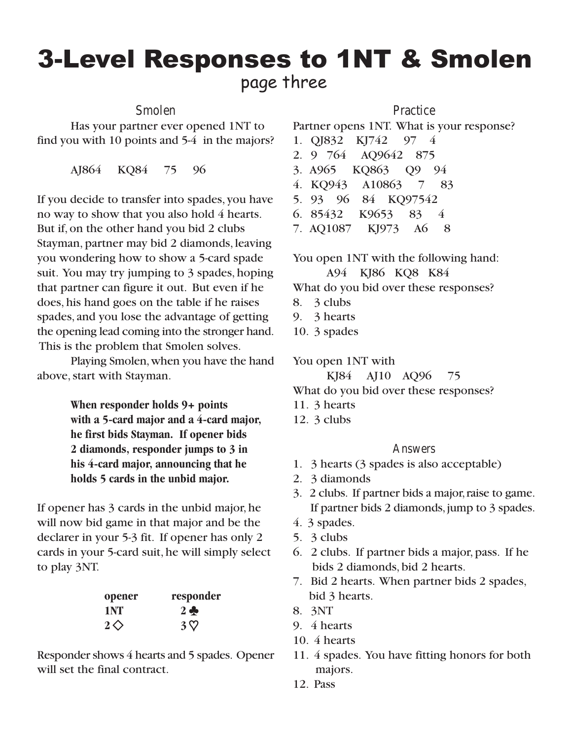# 3-Level Responses to 1NT & Smolen

## page three

### Smolen

Has your partner ever opened 1NT to find you with 10 points and 5-4 in the majors?

AJ864 KQ84 75 96

If you decide to transfer into spades, you have no way to show that you also hold 4 hearts. But if, on the other hand you bid 2 clubs Stayman, partner may bid 2 diamonds, leaving you wondering how to show a 5-card spade suit. You may try jumping to 3 spades, hoping that partner can figure it out. But even if he does, his hand goes on the table if he raises spades, and you lose the advantage of getting the opening lead coming into the stronger hand. This is the problem that Smolen solves.

Playing Smolen, when you have the hand above, start with Stayman.

> **When responder holds 9+ points with a 5-card major and a 4-card major, he first bids Stayman. If opener bids 2 diamonds, responder jumps to 3 in his 4-card major, announcing that he holds 5 cards in the unbid major.**

If opener has 3 cards in the unbid major, he will now bid game in that major and be the declarer in your 5-3 fit. If opener has only 2 cards in your 5-card suit, he will simply select to play 3NT.

| opener | responder |
|---|---|
| 1NT | 2♣ |
| 2♢ | 3♡ |

Responder shows 4 hearts and 5 spades. Opener will set the final contract.

### Practice

Partner opens 1NT. What is your response?

1. QJ832 KJ742 97 4
2. 9 764 AQ9642 875
3. A965 KQ863 Q9 94
4. KQ943 A10863 7 83
5. 93 96 84 KQ97542
6. 85432 K9653 83 4
7. AQ1087 KJ973 A6 8

You open 1NT with the following hand:

A94 KJ86 KQ8 K84

What do you bid over these responses?

8. 3 clubs
9. 3 hearts
10. 3 spades

You open 1NT with

KJ84 AJ10 AQ96 75

What do you bid over these responses?

11. 3 hearts
12. 3 clubs

### Answers

1. 3 hearts (3 spades is also acceptable)
2. 3 diamonds
3. 2 clubs. If partner bids a major, raise to game. If partner bids 2 diamonds, jump to 3 spades.
4. 3 spades.
5. 3 clubs
6. 2 clubs. If partner bids a major, pass. If he bids 2 diamonds, bid 2 hearts.
7. Bid 2 hearts. When partner bids 2 spades, bid 3 hearts.
8. 3NT
9. 4 hearts
10. 4 hearts
11. 4 spades. You have fitting honors for both majors.
12. Pass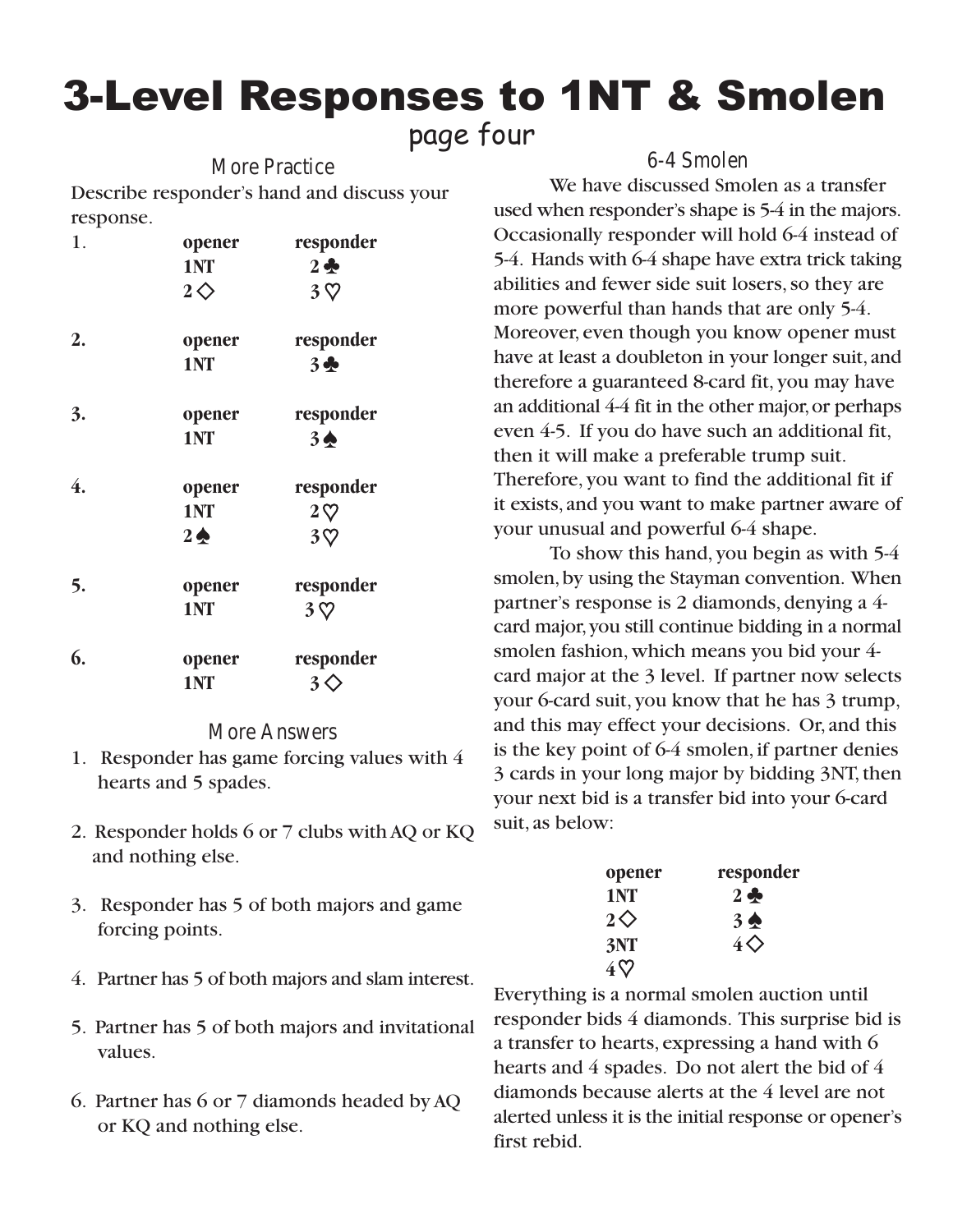# 3-Level Responses to 1NT & Smolen

page four

## More Practice

Describe responder's hand and discuss your response.

1.

| | opener | responder |
|---|---|---|
| | 1NT | 2♣ |
| | 2♢ | 3♡ |

2.

| | opener | responder |
|---|---|---|
| | 1NT | 3♣ |

3.

| | opener | responder |
|---|---|---|
| | 1NT | 3♠ |

4.

| | opener | responder |
|---|---|---|
| | 1NT | 2♡ |
| | 2♠ | 3♡ |

5.

| | opener | responder |
|---|---|---|
| | 1NT | 3♡ |

6.

| | opener | responder |
|---|---|---|
| | 1NT | 3♢ |

## More Answers

1. Responder has game forcing values with 4 hearts and 5 spades.

2. Responder holds 6 or 7 clubs with AQ or KQ and nothing else.

3. Responder has 5 of both majors and game forcing points.

4. Partner has 5 of both majors and slam interest.

5. Partner has 5 of both majors and invitational values.

6. Partner has 6 or 7 diamonds headed by AQ or KQ and nothing else.

## 6-4 Smolen

We have discussed Smolen as a transfer used when responder's shape is 5-4 in the majors. Occasionally responder will hold 6-4 instead of 5-4. Hands with 6-4 shape have extra trick taking abilities and fewer side suit losers, so they are more powerful than hands that are only 5-4. Moreover, even though you know opener must have at least a doubleton in your longer suit, and therefore a guaranteed 8-card fit, you may have an additional 4-4 fit in the other major, or perhaps even 4-5. If you do have such an additional fit, then it will make a preferable trump suit. Therefore, you want to find the additional fit if it exists, and you want to make partner aware of your unusual and powerful 6-4 shape.

To show this hand, you begin as with 5-4 smolen, by using the Stayman convention. When partner's response is 2 diamonds, denying a 4-card major, you still continue bidding in a normal smolen fashion, which means you bid your 4-card major at the 3 level. If partner now selects your 6-card suit, you know that he has 3 trump, and this may effect your decisions. Or, and this is the key point of 6-4 smolen, if partner denies 3 cards in your long major by bidding 3NT, then your next bid is a transfer bid into your 6-card suit, as below:

| opener | responder |
|---|---|
| 1NT | 2♣ |
| 2♢ | 3♠ |
| 3NT | 4♢ |
| 4♡ | |

Everything is a normal smolen auction until responder bids 4 diamonds. This surprise bid is a transfer to hearts, expressing a hand with 6 hearts and 4 spades. Do not alert the bid of 4 diamonds because alerts at the 4 level are not alerted unless it is the initial response or opener's first rebid.